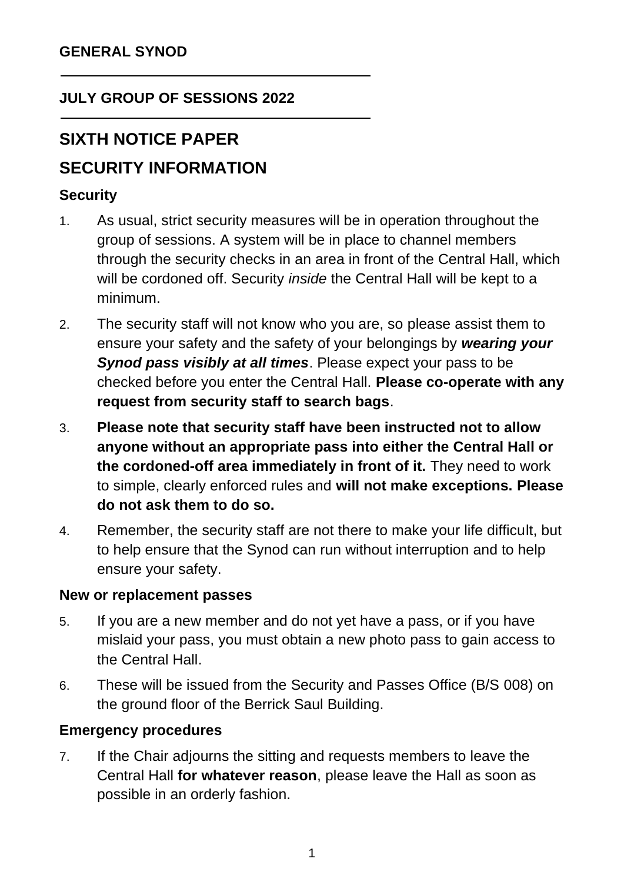**GENERAL SYNOD**

---

**JULY GROUP OF SESSIONS 2022**

---

# SIXTH NOTICE PAPER

# SECURITY INFORMATION

### Security

1. As usual, strict security measures will be in operation throughout the group of sessions. A system will be in place to channel members through the security checks in an area in front of the Central Hall, which will be cordoned off. Security *inside* the Central Hall will be kept to a minimum.

2. The security staff will not know who you are, so please assist them to ensure your safety and the safety of your belongings by ***wearing your Synod pass visibly at all times***. Please expect your pass to be checked before you enter the Central Hall. **Please co-operate with any request from security staff to search bags**.

3. **Please note that security staff have been instructed not to allow anyone without an appropriate pass into either the Central Hall or the cordoned-off area immediately in front of it.** They need to work to simple, clearly enforced rules and **will not make exceptions. Please do not ask them to do so.**

4. Remember, the security staff are not there to make your life difficult, but to help ensure that the Synod can run without interruption and to help ensure your safety.

### New or replacement passes

5. If you are a new member and do not yet have a pass, or if you have mislaid your pass, you must obtain a new photo pass to gain access to the Central Hall.

6. These will be issued from the Security and Passes Office (B/S 008) on the ground floor of the Berrick Saul Building.

### Emergency procedures

7. If the Chair adjourns the sitting and requests members to leave the Central Hall **for whatever reason**, please leave the Hall as soon as possible in an orderly fashion.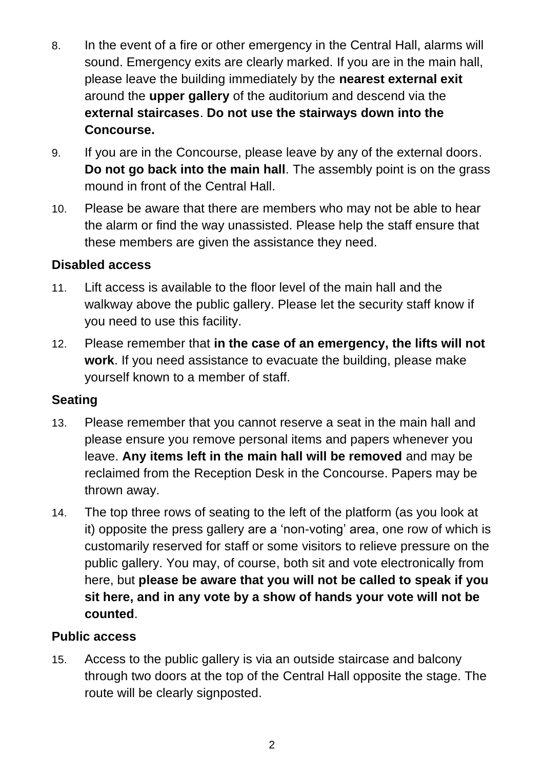8. In the event of a fire or other emergency in the Central Hall, alarms will sound. Emergency exits are clearly marked. If you are in the main hall, please leave the building immediately by the **nearest external exit** around the **upper gallery** of the auditorium and descend via the **external staircases**. **Do not use the stairways down into the Concourse.**

9. If you are in the Concourse, please leave by any of the external doors. **Do not go back into the main hall**. The assembly point is on the grass mound in front of the Central Hall.

10. Please be aware that there are members who may not be able to hear the alarm or find the way unassisted. Please help the staff ensure that these members are given the assistance they need.

### Disabled access

11. Lift access is available to the floor level of the main hall and the walkway above the public gallery. Please let the security staff know if you need to use this facility.

12. Please remember that **in the case of an emergency, the lifts will not work**. If you need assistance to evacuate the building, please make yourself known to a member of staff.

### Seating

13. Please remember that you cannot reserve a seat in the main hall and please ensure you remove personal items and papers whenever you leave. **Any items left in the main hall will be removed** and may be reclaimed from the Reception Desk in the Concourse. Papers may be thrown away.

14. The top three rows of seating to the left of the platform (as you look at it) opposite the press gallery are a 'non-voting' area, one row of which is customarily reserved for staff or some visitors to relieve pressure on the public gallery. You may, of course, both sit and vote electronically from here, but **please be aware that you will not be called to speak if you sit here, and in any vote by a show of hands your vote will not be counted**.

### Public access

15. Access to the public gallery is via an outside staircase and balcony through two doors at the top of the Central Hall opposite the stage. The route will be clearly signposted.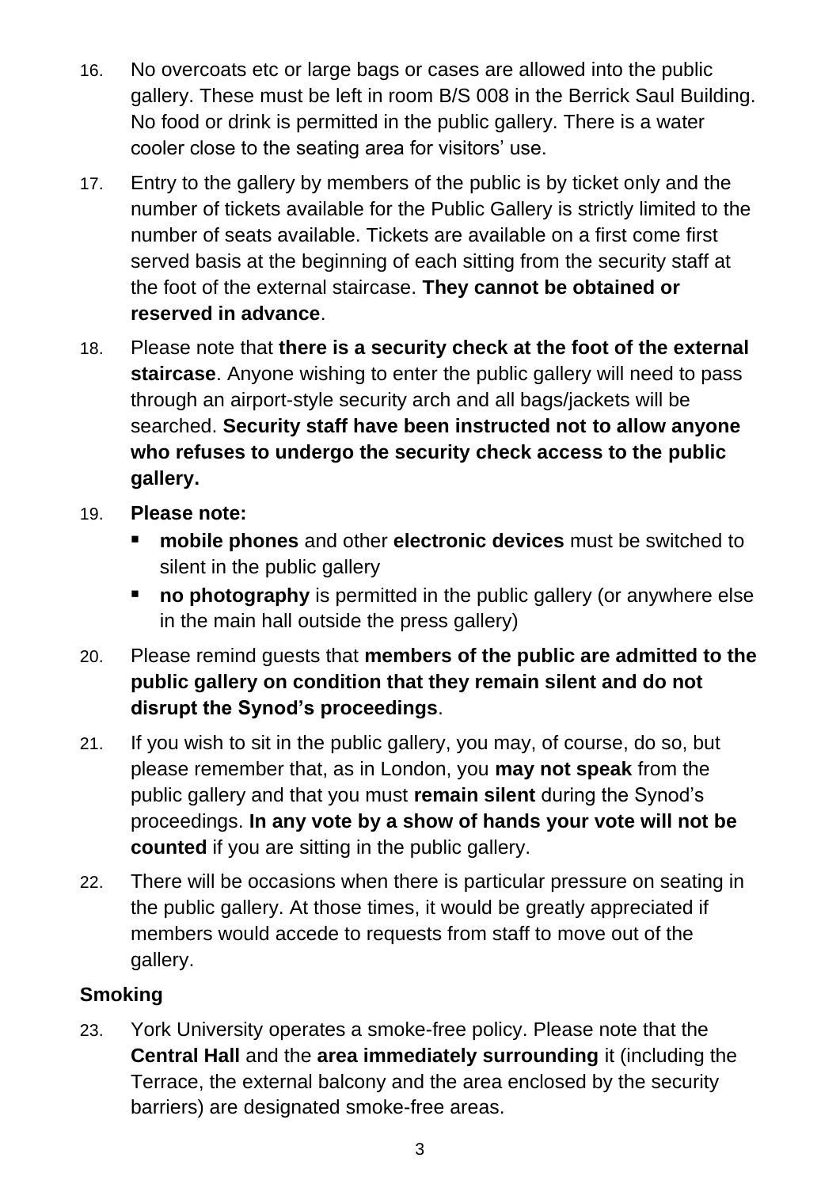16. No overcoats etc or large bags or cases are allowed into the public gallery. These must be left in room B/S 008 in the Berrick Saul Building. No food or drink is permitted in the public gallery. There is a water cooler close to the seating area for visitors' use.

17. Entry to the gallery by members of the public is by ticket only and the number of tickets available for the Public Gallery is strictly limited to the number of seats available. Tickets are available on a first come first served basis at the beginning of each sitting from the security staff at the foot of the external staircase. **They cannot be obtained or reserved in advance**.

18. Please note that **there is a security check at the foot of the external staircase**. Anyone wishing to enter the public gallery will need to pass through an airport-style security arch and all bags/jackets will be searched. **Security staff have been instructed not to allow anyone who refuses to undergo the security check access to the public gallery.**

19. **Please note:**
    - **mobile phones** and other **electronic devices** must be switched to silent in the public gallery
    - **no photography** is permitted in the public gallery (or anywhere else in the main hall outside the press gallery)

20. Please remind guests that **members of the public are admitted to the public gallery on condition that they remain silent and do not disrupt the Synod's proceedings**.

21. If you wish to sit in the public gallery, you may, of course, do so, but please remember that, as in London, you **may not speak** from the public gallery and that you must **remain silent** during the Synod's proceedings. **In any vote by a show of hands your vote will not be counted** if you are sitting in the public gallery.

22. There will be occasions when there is particular pressure on seating in the public gallery. At those times, it would be greatly appreciated if members would accede to requests from staff to move out of the gallery.

## Smoking

23. York University operates a smoke-free policy. Please note that the **Central Hall** and the **area immediately surrounding** it (including the Terrace, the external balcony and the area enclosed by the security barriers) are designated smoke-free areas.